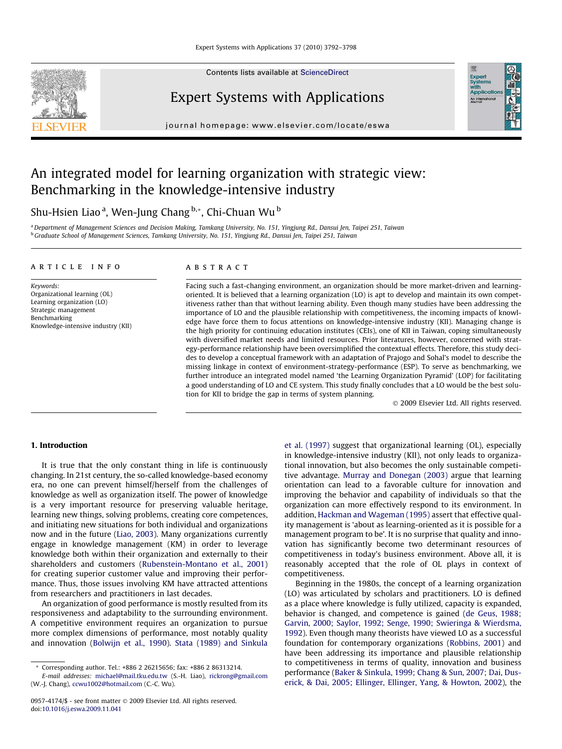# An integrated model for learning organization with strategic view: Benchmarking in the knowledge-intensive industry

Shu-Hsien Liao [a], Wen-Jung Chang [b,*], Chi-Chuan Wu [b]

[a] Department of Management Sciences and Decision Making, Tamkang University, No. 151, Yingjung Rd., Dansui Jen, Taipei 251, Taiwan
[b] Graduate School of Management Sciences, Tamkang University, No. 151, Yingjung Rd., Dansui Jen, Taipei 251, Taiwan

**ARTICLE INFO**

*Keywords:*
Organizational learning (OL)
Learning organization (LO)
Strategic management
Benchmarking
Knowledge-intensive industry (KII)

**ABSTRACT**

Facing such a fast-changing environment, an organization should be more market-driven and learning-oriented. It is believed that a learning organization (LO) is apt to develop and maintain its own competitiveness rather than that without learning ability. Even though many studies have been addressing the importance of LO and the plausible relationship with competitiveness, the incoming impacts of knowledge have force them to focus attentions on knowledge-intensive industry (KII). Managing change is the high priority for continuing education institutes (CEIs), one of KII in Taiwan, coping simultaneously with diversified market needs and limited resources. Prior literatures, however, concerned with strategy-performance relationship have been oversimplified the contextual effects. Therefore, this study decides to develop a conceptual framework with an adaptation of Prajogo and Sohal's model to describe the missing linkage in context of environment-strategy-performance (ESP). To serve as benchmarking, we further introduce an integrated model named 'the Learning Organization Pyramid' (LOP) for facilitating a good understanding of LO and CE system. This study finally concludes that a LO would be the best solution for KII to bridge the gap in terms of system planning.

© 2009 Elsevier Ltd. All rights reserved.

## 1. Introduction

It is true that the only constant thing in life is continuously changing. In 21st century, the so-called knowledge-based economy era, no one can prevent himself/herself from the challenges of knowledge as well as organization itself. The power of knowledge is a very important resource for preserving valuable heritage, learning new things, solving problems, creating core competences, and initiating new situations for both individual and organizations now and in the future (Liao, 2003). Many organizations currently engage in knowledge management (KM) in order to leverage knowledge both within their organization and externally to their shareholders and customers (Rubenstein-Montano et al., 2001) for creating superior customer value and improving their performance. Thus, those issues involving KM have attracted attentions from researchers and practitioners in last decades.

An organization of good performance is mostly resulted from its responsiveness and adaptability to the surrounding environment. A competitive environment requires an organization to pursue more complex dimensions of performance, most notably quality and innovation (Bolwijn et al., 1990). Stata (1989) and Sinkula et al. (1997) suggest that organizational learning (OL), especially in knowledge-intensive industry (KII), not only leads to organizational innovation, but also becomes the only sustainable competitive advantage. Murray and Donegan (2003) argue that learning orientation can lead to a favorable culture for innovation and improving the behavior and capability of individuals so that the organization can more effectively respond to its environment. In addition, Hackman and Wageman (1995) assert that effective quality management is 'about as learning-oriented as it is possible for a management program to be'. It is no surprise that quality and innovation has significantly become two determinant resources of competitiveness in today's business environment. Above all, it is reasonably accepted that the role of OL plays in context of competitiveness.

Beginning in the 1980s, the concept of a learning organization (LO) was articulated by scholars and practitioners. LO is defined as a place where knowledge is fully utilized, capacity is expanded, behavior is changed, and competence is gained (de Geus, 1988; Garvin, 2000; Saylor, 1992; Senge, 1990; Swieringa & Wierdsma, 1992). Even though many theorists have viewed LO as a successful foundation for contemporary organizations (Robbins, 2001) and have been addressing its importance and plausible relationship to competitiveness in terms of quality, innovation and business performance (Baker & Sinkula, 1999; Chang & Sun, 2007; Dai, Duserick, & Dai, 2005; Ellinger, Ellinger, Yang, & Howton, 2002), the

* Corresponding author. Tel.: +886 2 26215656; fax: +886 2 86313214.
E-mail addresses: michael@mail.tku.edu.tw (S.-H. Liao), rickrong@gmail.com (W.-J. Chang), ccwu1002@hotmail.com (C.-C. Wu).

0957-4174/$ - see front matter © 2009 Elsevier Ltd. All rights reserved.
doi:10.1016/j.eswa.2009.11.041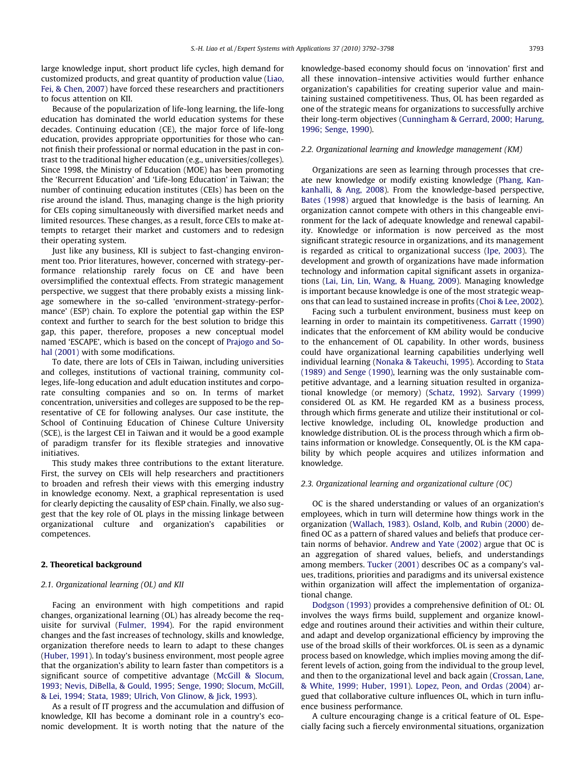large knowledge input, short product life cycles, high demand for customized products, and great quantity of production value (Liao, Fei, & Chen, 2007) have forced these researchers and practitioners to focus attention on KII.

Because of the popularization of life-long learning, the life-long education has dominated the world education systems for these decades. Continuing education (CE), the major force of life-long education, provides appropriate opportunities for those who cannot finish their professional or normal education in the past in contrast to the traditional higher education (e.g., universities/colleges). Since 1998, the Ministry of Education (MOE) has been promoting the 'Recurrent Education' and 'Life-long Education' in Taiwan; the number of continuing education institutes (CEIs) has been on the rise around the island. Thus, managing change is the high priority for CEIs coping simultaneously with diversified market needs and limited resources. These changes, as a result, force CEIs to make attempts to retarget their market and customers and to redesign their operating system.

Just like any business, KII is subject to fast-changing environment too. Prior literatures, however, concerned with strategy-performance relationship rarely focus on CE and have been oversimplified the contextual effects. From strategic management perspective, we suggest that there probably exists a missing linkage somewhere in the so-called 'environment-strategy-performance' (ESP) chain. To explore the potential gap within the ESP context and further to search for the best solution to bridge this gap, this paper, therefore, proposes a new conceptual model named 'ESCAPE', which is based on the concept of Prajogo and Sohal (2001) with some modifications.

To date, there are lots of CEIs in Taiwan, including universities and colleges, institutions of vactional training, community colleges, life-long education and adult education institutes and corporate consulting companies and so on. In terms of market concentration, universities and colleges are supposed to be the representative of CE for following analyses. Our case institute, the School of Continuing Education of Chinese Culture University (SCE), is the largest CEI in Taiwan and it would be a good example of paradigm transfer for its flexible strategies and innovative initiatives.

This study makes three contributions to the extant literature. First, the survey on CEIs will help researchers and practitioners to broaden and refresh their views with this emerging industry in knowledge economy. Next, a graphical representation is used for clearly depicting the causality of ESP chain. Finally, we also suggest that the key role of OL plays in the missing linkage between organizational culture and organization's capabilities or competences.

## 2. Theoretical background

### 2.1. Organizational learning (OL) and KII

Facing an environment with high competitions and rapid changes, organizational learning (OL) has already become the requisite for survival (Fulmer, 1994). For the rapid environment changes and the fast increases of technology, skills and knowledge, organization therefore needs to learn to adapt to these changes (Huber, 1991). In today's business environment, most people agree that the organization's ability to learn faster than competitors is a significant source of competitive advantage (McGill & Slocum, 1993; Nevis, DiBella, & Gould, 1995; Senge, 1990; Slocum, McGill, & Lei, 1994; Stata, 1989; Ulrich, Von Glinow, & Jick, 1993).

As a result of IT progress and the accumulation and diffusion of knowledge, KII has become a dominant role in a country's economic development. It is worth noting that the nature of the knowledge-based economy should focus on 'innovation' first and all these innovation–intensive activities would further enhance organization's capabilities for creating superior value and maintaining sustained competitiveness. Thus, OL has been regarded as one of the strategic means for organizations to successfully archive their long-term objectives (Cunningham & Gerrard, 2000; Harung, 1996; Senge, 1990).

### 2.2. Organizational learning and knowledge management (KM)

Organizations are seen as learning through processes that create new knowledge or modify existing knowledge (Phang, Kankanhalli, & Ang, 2008). From the knowledge-based perspective, Bates (1998) argued that knowledge is the basis of learning. An organization cannot compete with others in this changeable environment for the lack of adequate knowledge and renewal capability. Knowledge or information is now perceived as the most significant strategic resource in organizations, and its management is regarded as critical to organizational success (Ipe, 2003). The development and growth of organizations have made information technology and information capital significant assets in organizations (Lai, Lin, Lin, Wang, & Huang, 2009). Managing knowledge is important because knowledge is one of the most strategic weapons that can lead to sustained increase in profits (Choi & Lee, 2002).

Facing such a turbulent environment, business must keep on learning in order to maintain its competitiveness. Garratt (1990) indicates that the enforcement of KM ability would be conducive to the enhancement of OL capability. In other words, business could have organizational learning capabilities underlying well individual learning (Nonaka & Takeuchi, 1995). According to Stata (1989) and Senge (1990), learning was the only sustainable competitive advantage, and a learning situation resulted in organizational knowledge (or memory) (Schatz, 1992). Sarvary (1999) considered OL as KM. He regarded KM as a business process, through which firms generate and utilize their institutional or collective knowledge, including OL, knowledge production and knowledge distribution. OL is the process through which a firm obtains information or knowledge. Consequently, OL is the KM capability by which people acquires and utilizes information and knowledge.

### 2.3. Organizational learning and organizational culture (OC)

OC is the shared understanding or values of an organization's employees, which in turn will determine how things work in the organization (Wallach, 1983). Osland, Kolb, and Rubin (2000) defined OC as a pattern of shared values and beliefs that produce certain norms of behavior. Andrew and Yate (2002) argue that OC is an aggregation of shared values, beliefs, and understandings among members. Tucker (2001) describes OC as a company's values, traditions, priorities and paradigms and its universal existence within organization will affect the implementation of organizational change.

Dodgson (1993) provides a comprehensive definition of OL: OL involves the ways firms build, supplement and organize knowledge and routines around their activities and within their culture, and adapt and develop organizational efficiency by improving the use of the broad skills of their workforces. OL is seen as a dynamic process based on knowledge, which implies moving among the different levels of action, going from the individual to the group level, and then to the organizational level and back again (Crossan, Lane, & White, 1999; Huber, 1991). Lopez, Peon, and Ordas (2004) argued that collaborative culture influences OL, which in turn influence business performance.

A culture encouraging change is a critical feature of OL. Especially facing such a fiercely environmental situations, organization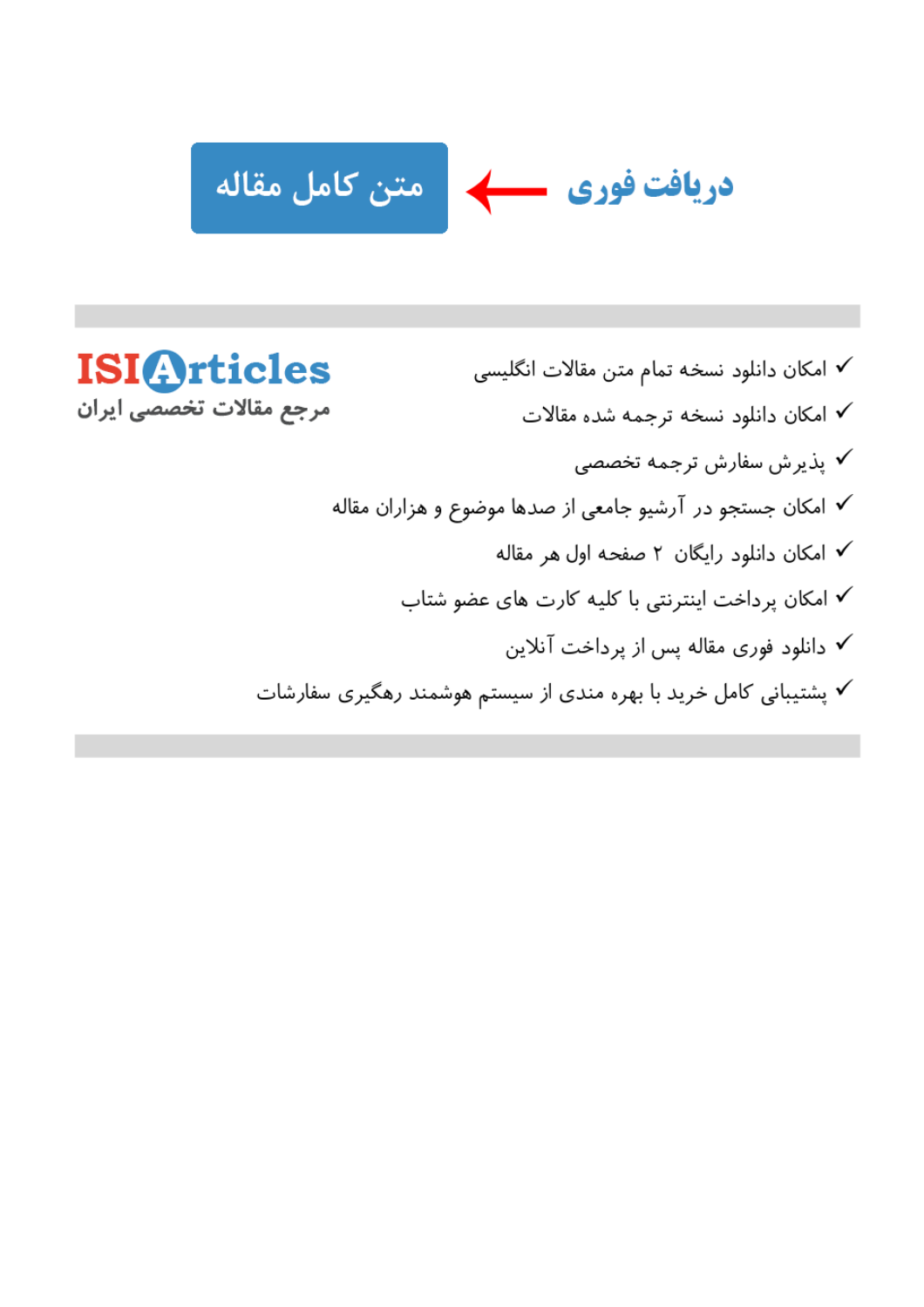دریافت فوری ← متن کامل مقاله

**ISIArticles**

مرجع مقالات تخصصی ایران

- ✓ امکان دانلود نسخه تمام متن مقالات انگلیسی
- ✓ امکان دانلود نسخه ترجمه شده مقالات
- ✓ پذیرش سفارش ترجمه تخصصی
- ✓ امکان جستجو در آرشیو جامعی از صدها موضوع و هزاران مقاله
- ✓ امکان دانلود رایگان ۲ صفحه اول هر مقاله
- ✓ امکان پرداخت اینترنتی با کلیه کارت های عضو شتاب
- ✓ دانلود فوری مقاله پس از پرداخت آنلاین
- ✓ پشتیبانی کامل خرید با بهره مندی از سیستم هوشمند رهگیری سفارشات